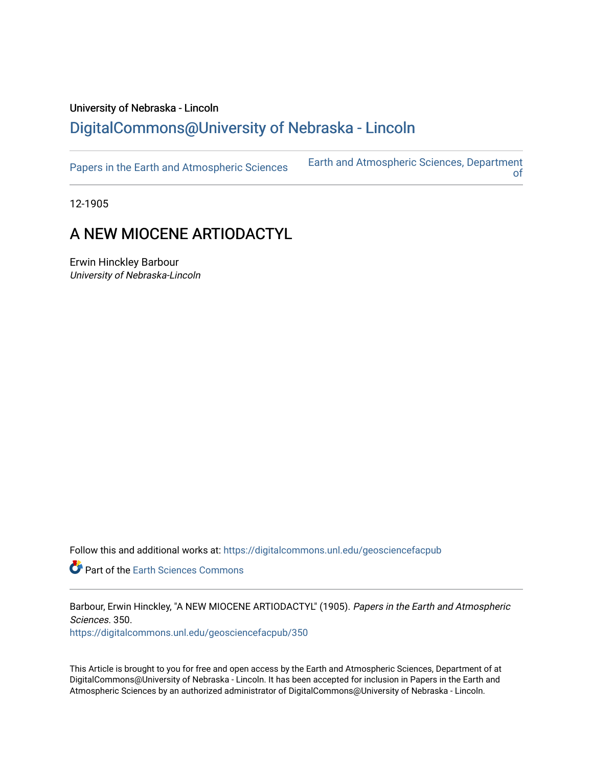University of Nebraska - Lincoln

## DigitalCommons@University of Nebraska - Lincoln

Papers in the Earth and Atmospheric Sciences

Earth and Atmospheric Sciences, Department of

12-1905

# A NEW MIOCENE ARTIODACTYL

Erwin Hinckley Barbour
*University of Nebraska-Lincoln*

Follow this and additional works at: https://digitalcommons.unl.edu/geosciencefacpub

Part of the Earth Sciences Commons

Barbour, Erwin Hinckley, "A NEW MIOCENE ARTIODACTYL" (1905). *Papers in the Earth and Atmospheric Sciences*. 350.
https://digitalcommons.unl.edu/geosciencefacpub/350

This Article is brought to you for free and open access by the Earth and Atmospheric Sciences, Department of at DigitalCommons@University of Nebraska - Lincoln. It has been accepted for inclusion in Papers in the Earth and Atmospheric Sciences by an authorized administrator of DigitalCommons@University of Nebraska - Lincoln.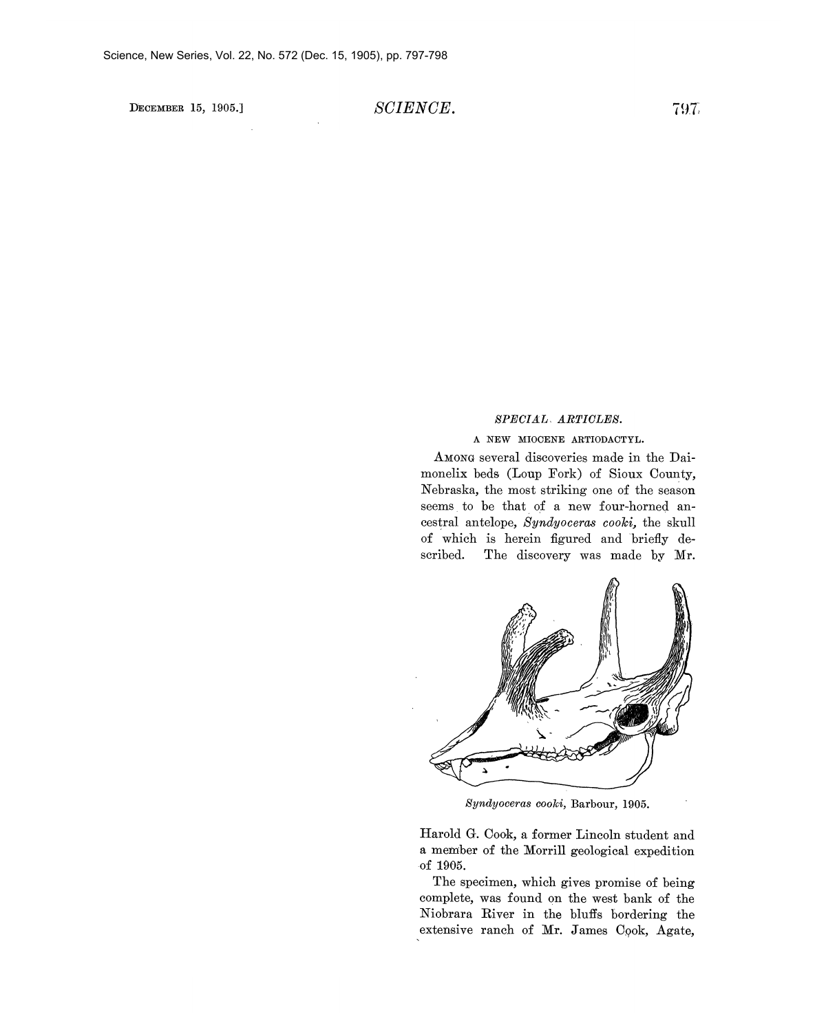## SPECIAL ARTICLES.

### A NEW MIOCENE ARTIODACTYL.

AMONG several discoveries made in the Daimonelix beds (Loup Fork) of Sioux County, Nebraska, the most striking one of the season seems to be that of a new four-horned ancestral antelope, *Syndyoceras cooki,* the skull of which is herein figured and briefly described. The discovery was made by Mr. Harold G. Cook, a former Lincoln student and a member of the Morrill geological expedition of 1905.

*Syndyoceras cooki,* Barbour, 1905.

The specimen, which gives promise of being complete, was found on the west bank of the Niobrara River in the bluffs bordering the extensive ranch of Mr. James Cook, Agate,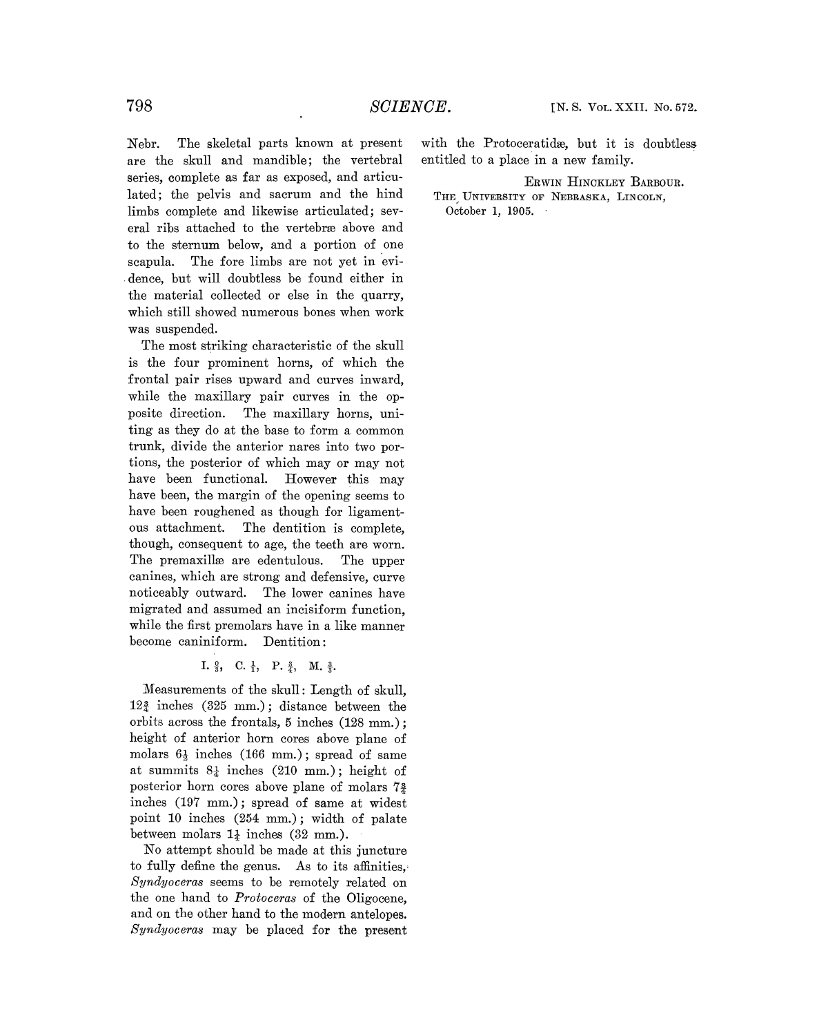Nebr. The skeletal parts known at present are the skull and mandible; the vertebral series, complete as far as exposed, and articulated; the pelvis and sacrum and the hind limbs complete and likewise articulated; several ribs attached to the vertebræ above and to the sternum below, and a portion of one scapula. The fore limbs are not yet in evidence, but will doubtless be found either in the material collected or else in the quarry, which still showed numerous bones when work was suspended.

The most striking characteristic of the skull is the four prominent horns, of which the frontal pair rises upward and curves inward, while the maxillary pair curves in the opposite direction. The maxillary horns, uniting as they do at the base to form a common trunk, divide the anterior nares into two portions, the posterior of which may or may not have been functional. However this may have been, the margin of the opening seems to have been roughened as though for ligamentous attachment. The dentition is complete, though, consequent to age, the teeth are worn. The premaxillæ are edentulous. The upper canines, which are strong and defensive, curve noticeably outward. The lower canines have migrated and assumed an incisiform function, while the first premolars have in a like manner become caniniform. Dentition:

$$\text{I. } \tfrac{0}{3}, \quad \text{C. } \tfrac{1}{1}, \quad \text{P. } \tfrac{3}{4}, \quad \text{M. } \tfrac{3}{3}.$$

Measurements of the skull: Length of skull, $12\frac{3}{4}$ inches (325 mm.); distance between the orbits across the frontals, 5 inches (128 mm.); height of anterior horn cores above plane of molars $6\frac{1}{2}$ inches (166 mm.); spread of same at summits $8\frac{1}{4}$ inches (210 mm.); height of posterior horn cores above plane of molars $7\frac{3}{4}$ inches (197 mm.); spread of same at widest point 10 inches (254 mm.); width of palate between molars $1\frac{1}{4}$ inches (32 mm.).

No attempt should be made at this juncture to fully define the genus. As to its affinities, *Syndyoceras* seems to be remotely related on the one hand to *Protoceras* of the Oligocene, and on the other hand to the modern antelopes. *Syndyoceras* may be placed for the present with the Protoceratidæ, but it is doubtless entitled to a place in a new family.

ERWIN HINCKLEY BARBOUR.

THE UNIVERSITY OF NEBRASKA, LINCOLN,
October 1, 1905.